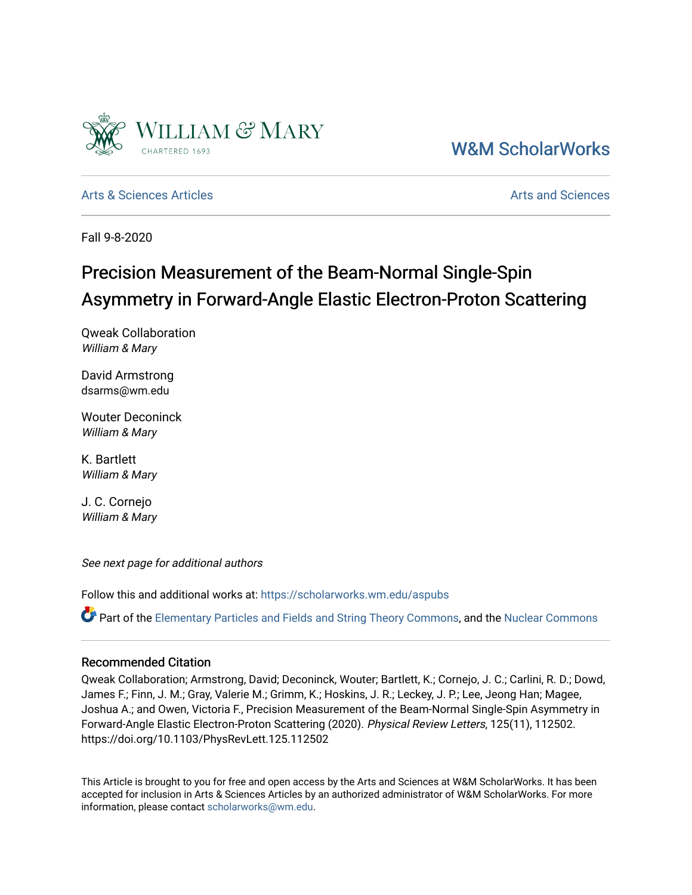W&M ScholarWorks

Arts & Sciences Articles

Arts and Sciences

Fall 9-8-2020

# Precision Measurement of the Beam-Normal Single-Spin Asymmetry in Forward-Angle Elastic Electron-Proton Scattering

Qweak Collaboration
*William & Mary*

David Armstrong
dsarms@wm.edu

Wouter Deconinck
*William & Mary*

K. Bartlett
*William & Mary*

J. C. Cornejo
*William & Mary*

*See next page for additional authors*

Follow this and additional works at: https://scholarworks.wm.edu/aspubs

Part of the Elementary Particles and Fields and String Theory Commons, and the Nuclear Commons

## Recommended Citation

Qweak Collaboration; Armstrong, David; Deconinck, Wouter; Bartlett, K.; Cornejo, J. C.; Carlini, R. D.; Dowd, James F.; Finn, J. M.; Gray, Valerie M.; Grimm, K.; Hoskins, J. R.; Leckey, J. P.; Lee, Jeong Han; Magee, Joshua A.; and Owen, Victoria F., Precision Measurement of the Beam-Normal Single-Spin Asymmetry in Forward-Angle Elastic Electron-Proton Scattering (2020). *Physical Review Letters*, 125(11), 112502. https://doi.org/10.1103/PhysRevLett.125.112502

This Article is brought to you for free and open access by the Arts and Sciences at W&M ScholarWorks. It has been accepted for inclusion in Arts & Sciences Articles by an authorized administrator of W&M ScholarWorks. For more information, please contact scholarworks@wm.edu.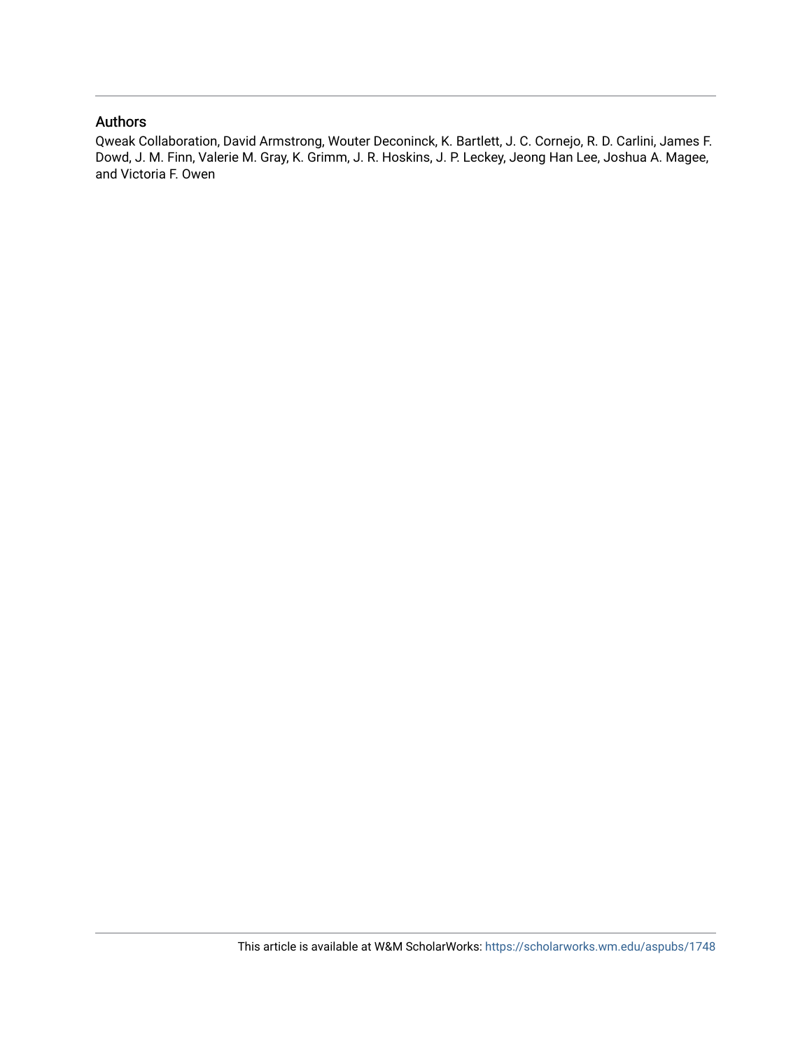## Authors

Qweak Collaboration, David Armstrong, Wouter Deconinck, K. Bartlett, J. C. Cornejo, R. D. Carlini, James F. Dowd, J. M. Finn, Valerie M. Gray, K. Grimm, J. R. Hoskins, J. P. Leckey, Jeong Han Lee, Joshua A. Magee, and Victoria F. Owen

This article is available at W&M ScholarWorks: https://scholarworks.wm.edu/aspubs/1748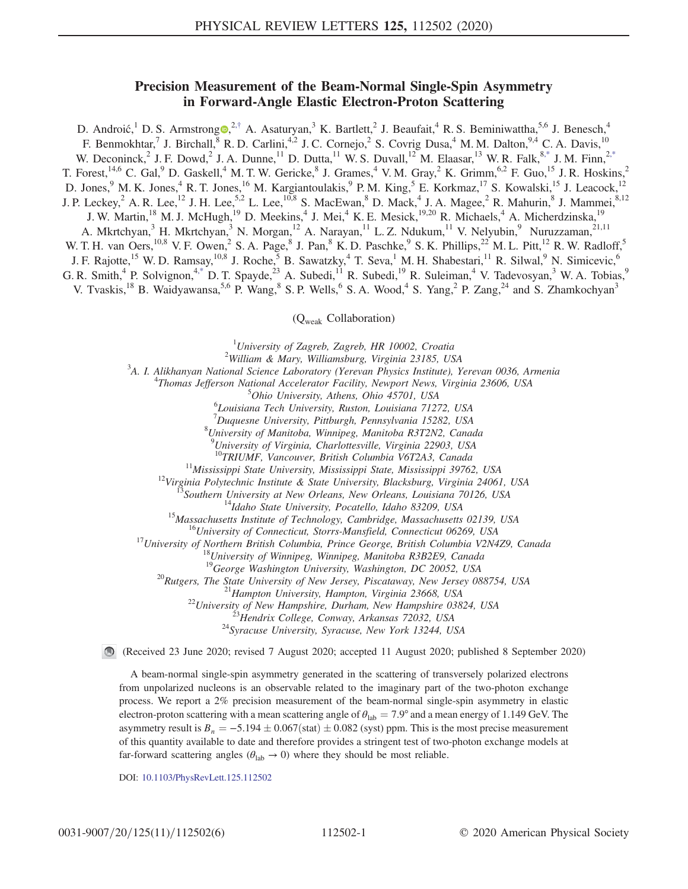# Precision Measurement of the Beam-Normal Single-Spin Asymmetry in Forward-Angle Elastic Electron-Proton Scattering

D. Androić,[1] D. S. Armstrong,[2,†] A. Asaturyan,[3] K. Bartlett,[2] J. Beaufait,[4] R. S. Beminiwattha,[5,6] J. Benesch,[4] F. Benmokhtar,[7] J. Birchall,[8] R. D. Carlini,[4,2] J. C. Cornejo,[2] S. Covrig Dusa,[4] M. M. Dalton,[9,4] C. A. Davis,[10] W. Deconinck,[2] J. F. Dowd,[2] J. A. Dunne,[11] D. Dutta,[11] W. S. Duvall,[12] M. Elaasar,[13] W. R. Falk,[8,*] J. M. Finn,[2,*] T. Forest,[14,6] C. Gal,[9] D. Gaskell,[4] M. T. W. Gericke,[8] J. Grames,[4] V. M. Gray,[2] K. Grimm,[6,2] F. Guo,[15] J. R. Hoskins,[2] D. Jones,[9] M. K. Jones,[4] R. T. Jones,[16] M. Kargiantoulakis,[9] P. M. King,[5] E. Korkmaz,[17] S. Kowalski,[15] J. Leacock,[12] J. P. Leckey,[2] A. R. Lee,[12] J. H. Lee,[5,2] L. Lee,[10,8] S. MacEwan,[8] D. Mack,[4] J. A. Magee,[2] R. Mahurin,[8] J. Mammei,[8,12] J. W. Martin,[18] M. J. McHugh,[19] D. Meekins,[4] J. Mei,[4] K. E. Mesick,[19,20] R. Michaels,[4] A. Micherdzinska,[19] A. Mkrtchyan,[3] H. Mkrtchyan,[3] N. Morgan,[12] A. Narayan,[11] L. Z. Ndukum,[11] V. Nelyubin,[9] Nuruzzaman,[21,11] W. T. H. van Oers,[10,8] V. F. Owen,[2] S. A. Page,[8] J. Pan,[8] K. D. Paschke,[9] S. K. Phillips,[22] M. L. Pitt,[12] R. W. Radloff,[5] J. F. Rajotte,[15] W. D. Ramsay,[10,8] J. Roche,[5] B. Sawatzky,[4] T. Seva,[1] M. H. Shabestari,[11] R. Silwal,[9] N. Simicevic,[6] G. R. Smith,[4] P. Solvignon,[4,*] D. T. Spayde,[23] A. Subedi,[11] R. Subedi,[19] R. Suleiman,[4] V. Tadevosyan,[3] W. A. Tobias,[9] V. Tvaskis,[18] B. Waidyawansa,[5,6] P. Wang,[8] S. P. Wells,[6] S. A. Wood,[4] S. Yang,[2] P. Zang,[24] and S. Zhamkochyan[3]

($Q_{weak}$ Collaboration)

[1]University of Zagreb, Zagreb, HR 10002, Croatia
[2]William & Mary, Williamsburg, Virginia 23185, USA
[3]A. I. Alikhanyan National Science Laboratory (Yerevan Physics Institute), Yerevan 0036, Armenia
[4]Thomas Jefferson National Accelerator Facility, Newport News, Virginia 23606, USA
[5]Ohio University, Athens, Ohio 45701, USA
[6]Louisiana Tech University, Ruston, Louisiana 71272, USA
[7]Duquesne University, Pittburgh, Pennsylvania 15282, USA
[8]University of Manitoba, Winnipeg, Manitoba R3T2N2, Canada
[9]University of Virginia, Charlottesville, Virginia 22903, USA
[10]TRIUMF, Vancouver, British Columbia V6T2A3, Canada
[11]Mississippi State University, Mississippi State, Mississippi 39762, USA
[12]Virginia Polytechnic Institute & State University, Blacksburg, Virginia 24061, USA
[13]Southern University at New Orleans, New Orleans, Louisiana 70126, USA
[14]Idaho State University, Pocatello, Idaho 83209, USA
[15]Massachusetts Institute of Technology, Cambridge, Massachusetts 02139, USA
[16]University of Connecticut, Storrs-Mansfield, Connecticut 06269, USA
[17]University of Northern British Columbia, Prince George, British Columbia V2N4Z9, Canada
[18]University of Winnipeg, Winnipeg, Manitoba R3B2E9, Canada
[19]George Washington University, Washington, DC 20052, USA
[20]Rutgers, The State University of New Jersey, Piscataway, New Jersey 088754, USA
[21]Hampton University, Hampton, Virginia 23668, USA
[22]University of New Hampshire, Durham, New Hampshire 03824, USA
[23]Hendrix College, Conway, Arkansas 72032, USA
[24]Syracuse University, Syracuse, New York 13244, USA

(Received 23 June 2020; revised 7 August 2020; accepted 11 August 2020; published 8 September 2020)

A beam-normal single-spin asymmetry generated in the scattering of transversely polarized electrons from unpolarized nucleons is an observable related to the imaginary part of the two-photon exchange process. We report a 2% precision measurement of the beam-normal single-spin asymmetry in elastic electron-proton scattering with a mean scattering angle of $\theta_{lab} = 7.9°$ and a mean energy of 1.149 GeV. The asymmetry result is $B_n = -5.194 \pm 0.067(\text{stat}) \pm 0.082$ (syst) ppm. This is the most precise measurement of this quantity available to date and therefore provides a stringent test of two-photon exchange models at far-forward scattering angles ($\theta_{lab} \to 0$) where they should be most reliable.

DOI: 10.1103/PhysRevLett.125.112502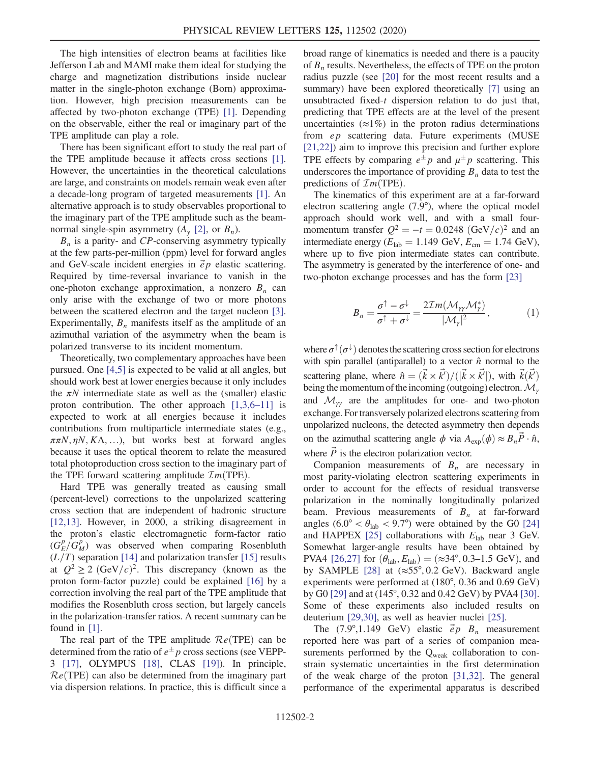The high intensities of electron beams at facilities like Jefferson Lab and MAMI make them ideal for studying the charge and magnetization distributions inside nuclear matter in the single-photon exchange (Born) approximation. However, high precision measurements can be affected by two-photon exchange (TPE) [1]. Depending on the observable, either the real or imaginary part of the TPE amplitude can play a role.

There has been significant effort to study the real part of the TPE amplitude because it affects cross sections [1]. However, the uncertainties in the theoretical calculations are large, and constraints on models remain weak even after a decade-long program of targeted measurements [1]. An alternative approach is to study observables proportional to the imaginary part of the TPE amplitude such as the beam-normal single-spin asymmetry ($A_y$ [2], or $B_n$).

$B_n$ is a parity- and $CP$-conserving asymmetry typically at the few parts-per-million (ppm) level for forward angles and GeV-scale incident energies in $\vec{e}p$ elastic scattering. Required by time-reversal invariance to vanish in the one-photon exchange approximation, a nonzero $B_n$ can only arise with the exchange of two or more photons between the scattered electron and the target nucleon [3]. Experimentally, $B_n$ manifests itself as the amplitude of an azimuthal variation of the asymmetry when the beam is polarized transverse to its incident momentum.

Theoretically, two complementary approaches have been pursued. One [4,5] is expected to be valid at all angles, but should work best at lower energies because it only includes the $\pi N$ intermediate state as well as the (smaller) elastic proton contribution. The other approach [1,3,6–11] is expected to work at all energies because it includes contributions from multiparticle intermediate states (e.g., $\pi\pi N, \eta N, K\Lambda, \ldots$), but works best at forward angles because it uses the optical theorem to relate the measured total photoproduction cross section to the imaginary part of the TPE forward scattering amplitude $\mathcal{Im}(\text{TPE})$.

Hard TPE was generally treated as causing small (percent-level) corrections to the unpolarized scattering cross section that are independent of hadronic structure [12,13]. However, in 2000, a striking disagreement in the proton's elastic electromagnetic form-factor ratio ($G_E^p/G_M^p$) was observed when comparing Rosenbluth ($L/T$) separation [14] and polarization transfer [15] results at $Q^2 \geq 2$ (GeV$/c)^2$. This discrepancy (known as the proton form-factor puzzle) could be explained [16] by a correction involving the real part of the TPE amplitude that modifies the Rosenbluth cross section, but largely cancels in the polarization-transfer ratios. A recent summary can be found in [1].

The real part of the TPE amplitude $\mathcal{Re}(\text{TPE})$ can be determined from the ratio of $e^{\pm}p$ cross sections (see VEPP-3 [17], OLYMPUS [18], CLAS [19]). In principle, $\mathcal{Re}(\text{TPE})$ can also be determined from the imaginary part via dispersion relations. In practice, this is difficult since a broad range of kinematics is needed and there is a paucity of $B_n$ results. Nevertheless, the effects of TPE on the proton radius puzzle (see [20] for the most recent results and a summary) have been explored theoretically [7] using an unsubtracted fixed-$t$ dispersion relation to do just that, predicting that TPE effects are at the level of the present uncertainties ($\approx 1\%$) in the proton radius determinations from $ep$ scattering data. Future experiments (MUSE [21,22]) aim to improve this precision and further explore TPE effects by comparing $e^{\pm}p$ and $\mu^{\pm}p$ scattering. This underscores the importance of providing $B_n$ data to test the predictions of $\mathcal{Im}(\text{TPE})$.

The kinematics of this experiment are at a far-forward electron scattering angle (7.9°), where the optical model approach should work well, and with a small four-momentum transfer $Q^2 = -t = 0.0248$ (GeV$/c)^2$ and an intermediate energy ($E_{\text{lab}} = 1.149$ GeV, $E_{\text{cm}} = 1.74$ GeV), where up to five pion intermediate states can contribute. The asymmetry is generated by the interference of one- and two-photon exchange processes and has the form [23]

$$B_n = \frac{\sigma^{\uparrow} - \sigma^{\downarrow}}{\sigma^{\uparrow} + \sigma^{\downarrow}} = \frac{2\mathcal{Im}(\mathcal{M}_{\gamma\gamma}\mathcal{M}_{\gamma}^{*})}{|\mathcal{M}_{\gamma}|^2}, \tag{1}$$

where $\sigma^{\uparrow}(\sigma^{\downarrow})$ denotes the scattering cross section for electrons with spin parallel (antiparallel) to a vector $\hat{n}$ normal to the scattering plane, where $\hat{n} = (\vec{k} \times \vec{k}')/(|\vec{k} \times \vec{k}'|)$, with $\vec{k}(\vec{k}')$ being the momentum of the incoming (outgoing) electron. $\mathcal{M}_{\gamma}$ and $\mathcal{M}_{\gamma\gamma}$ are the amplitudes for one- and two-photon exchange. For transversely polarized electrons scattering from unpolarized nucleons, the detected asymmetry then depends on the azimuthal scattering angle $\phi$ via $A_{\text{exp}}(\phi) \approx B_n \vec{P} \cdot \hat{n}$, where $\vec{P}$ is the electron polarization vector.

Companion measurements of $B_n$ are necessary in most parity-violating electron scattering experiments in order to account for the effects of residual transverse polarization in the nominally longitudinally polarized beam. Previous measurements of $B_n$ at far-forward angles ($6.0° < \theta_{\text{lab}} < 9.7°$) were obtained by the G0 [24] and HAPPEX [25] collaborations with $E_{\text{lab}}$ near 3 GeV. Somewhat larger-angle results have been obtained by PVA4 [26,27] for $(\theta_{\text{lab}}, E_{\text{lab}}) = (\approx 34°, 0.3\text{–}1.5 \text{ GeV})$, and by SAMPLE [28] at ($\approx 55°$, 0.2 GeV). Backward angle experiments were performed at (180°, 0.36 and 0.69 GeV) by G0 [29] and at (145°, 0.32 and 0.42 GeV) by PVA4 [30]. Some of these experiments also included results on deuterium [29,30], as well as heavier nuclei [25].

The (7.9°,1.149 GeV) elastic $\vec{e}p$ $B_n$ measurement reported here was part of a series of companion measurements performed by the $\text{Q}_{\text{weak}}$ collaboration to constrain systematic uncertainties in the first determination of the weak charge of the proton [31,32]. The general performance of the experimental apparatus is described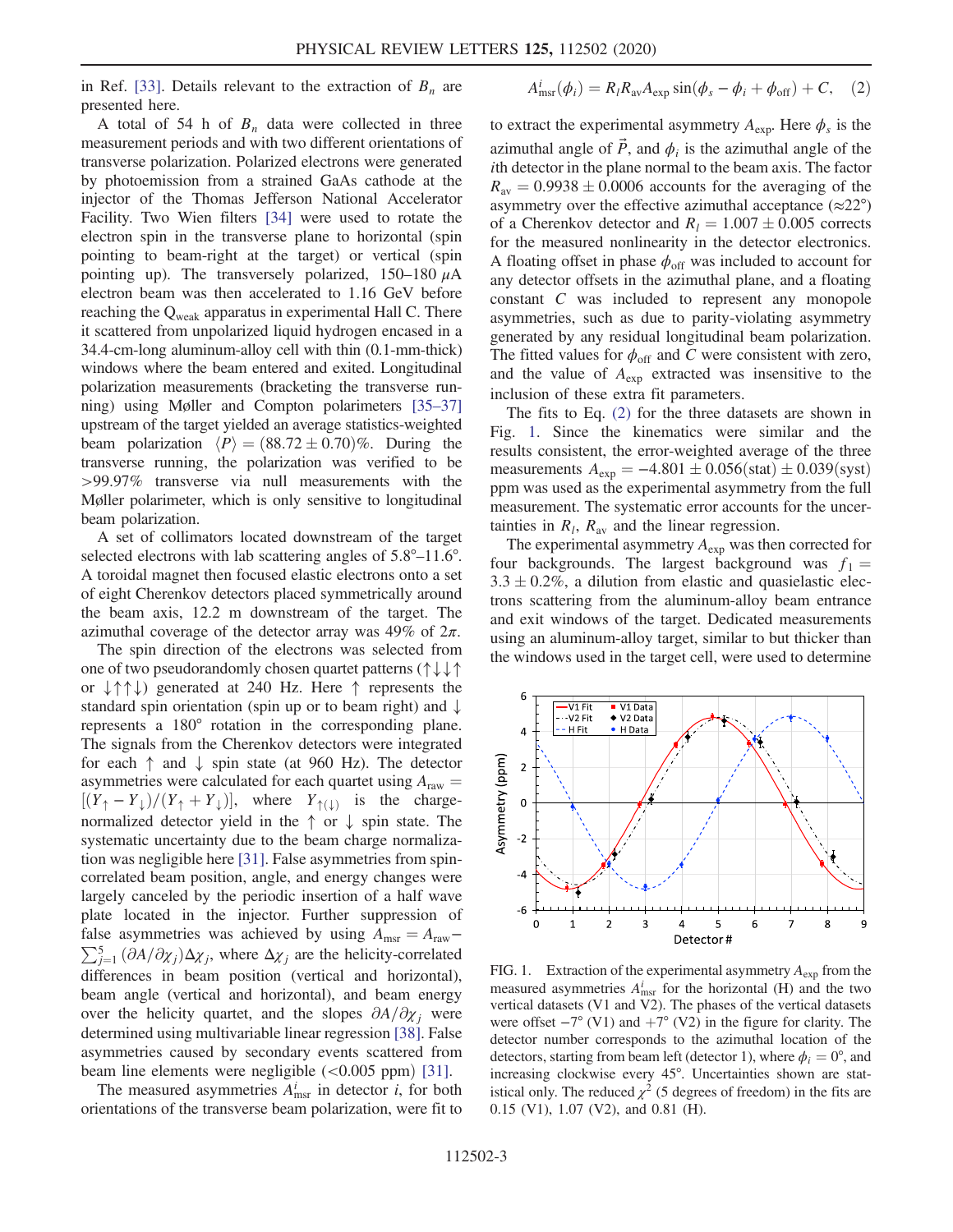in Ref. [33]. Details relevant to the extraction of $B_n$ are presented here.

A total of 54 h of $B_n$ data were collected in three measurement periods and with two different orientations of transverse polarization. Polarized electrons were generated by photoemission from a strained GaAs cathode at the injector of the Thomas Jefferson National Accelerator Facility. Two Wien filters [34] were used to rotate the electron spin in the transverse plane to horizontal (spin pointing to beam-right at the target) or vertical (spin pointing up). The transversely polarized, 150–180 $\mu$A electron beam was then accelerated to 1.16 GeV before reaching the $Q_{\rm weak}$ apparatus in experimental Hall C. There it scattered from unpolarized liquid hydrogen encased in a 34.4-cm-long aluminum-alloy cell with thin (0.1-mm-thick) windows where the beam entered and exited. Longitudinal polarization measurements (bracketing the transverse running) using Møller and Compton polarimeters [35–37] upstream of the target yielded an average statistics-weighted beam polarization $\langle P \rangle = (88.72 \pm 0.70)\%$. During the transverse running, the polarization was verified to be >99.97% transverse via null measurements with the Møller polarimeter, which is only sensitive to longitudinal beam polarization.

A set of collimators located downstream of the target selected electrons with lab scattering angles of 5.8°–11.6°. A toroidal magnet then focused elastic electrons onto a set of eight Cherenkov detectors placed symmetrically around the beam axis, 12.2 m downstream of the target. The azimuthal coverage of the detector array was 49% of $2\pi$.

The spin direction of the electrons was selected from one of two pseudorandomly chosen quartet patterns ($\uparrow\downarrow\downarrow\uparrow$ or $\downarrow\uparrow\uparrow\downarrow$) generated at 240 Hz. Here $\uparrow$ represents the standard spin orientation (spin up or to beam right) and $\downarrow$ represents a 180° rotation in the corresponding plane. The signals from the Cherenkov detectors were integrated for each $\uparrow$ and $\downarrow$ spin state (at 960 Hz). The detector asymmetries were calculated for each quartet using $A_{\rm raw} = [(Y_\uparrow - Y_\downarrow)/(Y_\uparrow + Y_\downarrow)]$, where $Y_{\uparrow(\downarrow)}$ is the charge-normalized detector yield in the $\uparrow$ or $\downarrow$ spin state. The systematic uncertainty due to the beam charge normalization was negligible here [31]. False asymmetries from spin-correlated beam position, angle, and energy changes were largely canceled by the periodic insertion of a half wave plate located in the injector. Further suppression of false asymmetries was achieved by using $A_{\rm msr} = A_{\rm raw} - \sum_{j=1}^{5} (\partial A/\partial \chi_j)\Delta\chi_j$, where $\Delta\chi_j$ are the helicity-correlated differences in beam position (vertical and horizontal), beam angle (vertical and horizontal), and beam energy over the helicity quartet, and the slopes $\partial A/\partial \chi_j$ were determined using multivariable linear regression [38]. False asymmetries caused by secondary events scattered from beam line elements were negligible (<0.005 ppm) [31].

The measured asymmetries $A^i_{\rm msr}$ in detector $i$, for both orientations of the transverse beam polarization, were fit to

$$A^i_{\rm msr}(\phi_i) = R_l R_{\rm av} A_{\rm exp} \sin(\phi_s - \phi_i + \phi_{\rm off}) + C, \quad (2)$$

to extract the experimental asymmetry $A_{\rm exp}$. Here $\phi_s$ is the azimuthal angle of $\vec{P}$, and $\phi_i$ is the azimuthal angle of the $i$th detector in the plane normal to the beam axis. The factor $R_{\rm av} = 0.9938 \pm 0.0006$ accounts for the averaging of the asymmetry over the effective azimuthal acceptance (≈22°) of a Cherenkov detector and $R_l = 1.007 \pm 0.005$ corrects for the measured nonlinearity in the detector electronics. A floating offset in phase $\phi_{\rm off}$ was included to account for any detector offsets in the azimuthal plane, and a floating constant $C$ was included to represent any monopole asymmetries, such as due to parity-violating asymmetry generated by any residual longitudinal beam polarization. The fitted values for $\phi_{\rm off}$ and $C$ were consistent with zero, and the value of $A_{\rm exp}$ extracted was insensitive to the inclusion of these extra fit parameters.

The fits to Eq. (2) for the three datasets are shown in Fig. 1. Since the kinematics were similar and the results consistent, the error-weighted average of the three measurements $A_{\rm exp} = -4.801 \pm 0.056({\rm stat}) \pm 0.039({\rm syst})$ ppm was used as the experimental asymmetry from the full measurement. The systematic error accounts for the uncertainties in $R_l$, $R_{\rm av}$ and the linear regression.

The experimental asymmetry $A_{\rm exp}$ was then corrected for four backgrounds. The largest background was $f_1 = 3.3 \pm 0.2\%$, a dilution from elastic and quasielastic electrons scattering from the aluminum-alloy beam entrance and exit windows of the target. Dedicated measurements using an aluminum-alloy target, similar to but thicker than the windows used in the target cell, were used to determine

FIG. 1. Extraction of the experimental asymmetry $A_{\rm exp}$ from the measured asymmetries $A^i_{\rm msr}$ for the horizontal (H) and the two vertical datasets (V1 and V2). The phases of the vertical datasets were offset −7° (V1) and +7° (V2) in the figure for clarity. The detector number corresponds to the azimuthal location of the detectors, starting from beam left (detector 1), where $\phi_i = 0°$, and increasing clockwise every 45°. Uncertainties shown are statistical only. The reduced $\chi^2$ (5 degrees of freedom) in the fits are 0.15 (V1), 1.07 (V2), and 0.81 (H).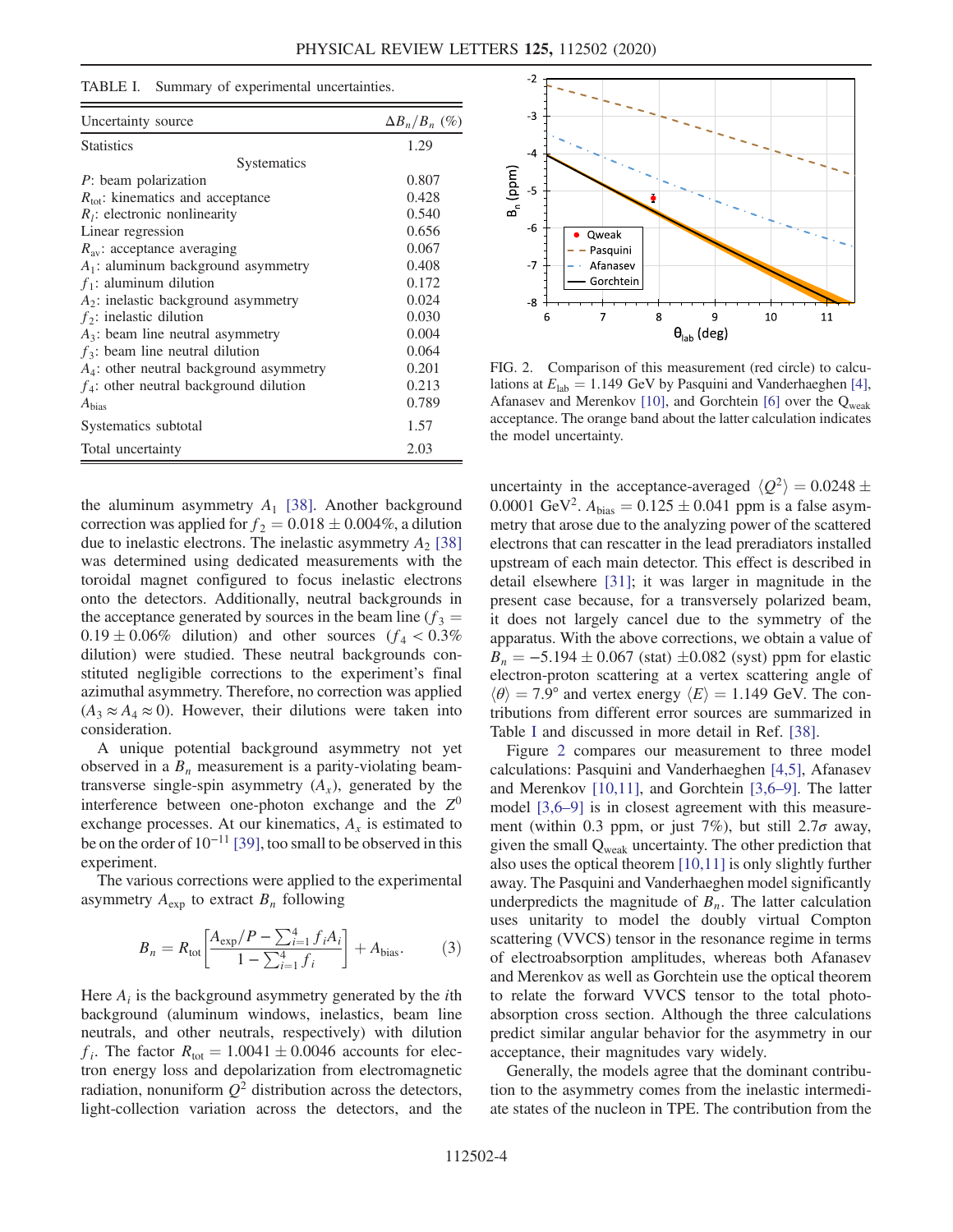TABLE I. Summary of experimental uncertainties.

| Uncertainty source | $\Delta B_n/B_n$ (%) |
|---|---|
| Statistics | 1.29 |
| Systematics | |
| $P$: beam polarization | 0.807 |
| $R_{\rm tot}$: kinematics and acceptance | 0.428 |
| $R_l$: electronic nonlinearity | 0.540 |
| Linear regression | 0.656 |
| $R_{\rm av}$: acceptance averaging | 0.067 |
| $A_1$: aluminum background asymmetry | 0.408 |
| $f_1$: aluminum dilution | 0.172 |
| $A_2$: inelastic background asymmetry | 0.024 |
| $f_2$: inelastic dilution | 0.030 |
| $A_3$: beam line neutral asymmetry | 0.004 |
| $f_3$: beam line neutral dilution | 0.064 |
| $A_4$: other neutral background asymmetry | 0.201 |
| $f_4$: other neutral background dilution | 0.213 |
| $A_{\rm bias}$ | 0.789 |
| Systematics subtotal | 1.57 |
| Total uncertainty | 2.03 |

the aluminum asymmetry $A_1$ [38]. Another background correction was applied for $f_2 = 0.018 \pm 0.004\%$, a dilution due to inelastic electrons. The inelastic asymmetry $A_2$ [38] was determined using dedicated measurements with the toroidal magnet configured to focus inelastic electrons onto the detectors. Additionally, neutral backgrounds in the acceptance generated by sources in the beam line ($f_3 = 0.19 \pm 0.06\%$ dilution) and other sources ($f_4 < 0.3\%$ dilution) were studied. These neutral backgrounds constituted negligible corrections to the experiment's final azimuthal asymmetry. Therefore, no correction was applied ($A_3 \approx A_4 \approx 0$). However, their dilutions were taken into consideration.

A unique potential background asymmetry not yet observed in a $B_n$ measurement is a parity-violating beam-transverse single-spin asymmetry ($A_x$), generated by the interference between one-photon exchange and the $Z^0$ exchange processes. At our kinematics, $A_x$ is estimated to be on the order of $10^{-11}$ [39], too small to be observed in this experiment.

The various corrections were applied to the experimental asymmetry $A_{\rm exp}$ to extract $B_n$ following

$$B_n = R_{\rm tot}\left[\frac{A_{\rm exp}/P - \sum_{i=1}^{4} f_i A_i}{1 - \sum_{i=1}^{4} f_i}\right] + A_{\rm bias}. \quad (3)$$

Here $A_i$ is the background asymmetry generated by the $i$th background (aluminum windows, inelastics, beam line neutrals, and other neutrals, respectively) with dilution $f_i$. The factor $R_{\rm tot} = 1.0041 \pm 0.0046$ accounts for electron energy loss and depolarization from electromagnetic radiation, nonuniform $Q^2$ distribution across the detectors, light-collection variation across the detectors, and the uncertainty in the acceptance-averaged $\langle Q^2 \rangle = 0.0248 \pm 0.0001$ GeV$^2$. $A_{\rm bias} = 0.125 \pm 0.041$ ppm is a false asymmetry that arose due to the analyzing power of the scattered electrons that can rescatter in the lead preradiators installed upstream of each main detector. This effect is described in detail elsewhere [31]; it was larger in magnitude in the present case because, for a transversely polarized beam, it does not largely cancel due to the symmetry of the apparatus. With the above corrections, we obtain a value of $B_n = -5.194 \pm 0.067$ (stat) $\pm 0.082$ (syst) ppm for elastic electron-proton scattering at a vertex scattering angle of $\langle\theta\rangle = 7.9°$ and vertex energy $\langle E \rangle = 1.149$ GeV. The contributions from different error sources are summarized in Table I and discussed in more detail in Ref. [38].

FIG. 2. Comparison of this measurement (red circle) to calculations at $E_{\rm lab} = 1.149$ GeV by Pasquini and Vanderhaeghen [4], Afanasev and Merenkov [10], and Gorchtein [6] over the $Q_{\rm weak}$ acceptance. The orange band about the latter calculation indicates the model uncertainty.

Figure 2 compares our measurement to three model calculations: Pasquini and Vanderhaeghen [4,5], Afanasev and Merenkov [10,11], and Gorchtein [3,6–9]. The latter model [3,6–9] is in closest agreement with this measurement (within 0.3 ppm, or just 7%), but still 2.7$\sigma$ away, given the small $Q_{\rm weak}$ uncertainty. The other prediction that also uses the optical theorem [10,11] is only slightly further away. The Pasquini and Vanderhaeghen model significantly underpredicts the magnitude of $B_n$. The latter calculation uses unitarity to model the doubly virtual Compton scattering (VVCS) tensor in the resonance regime in terms of electroabsorption amplitudes, whereas both Afanasev and Merenkov as well as Gorchtein use the optical theorem to relate the forward VVCS tensor to the total photoabsorption cross section. Although the three calculations predict similar angular behavior for the asymmetry in our acceptance, their magnitudes vary widely.

Generally, the models agree that the dominant contribution to the asymmetry comes from the inelastic intermediate states of the nucleon in TPE. The contribution from the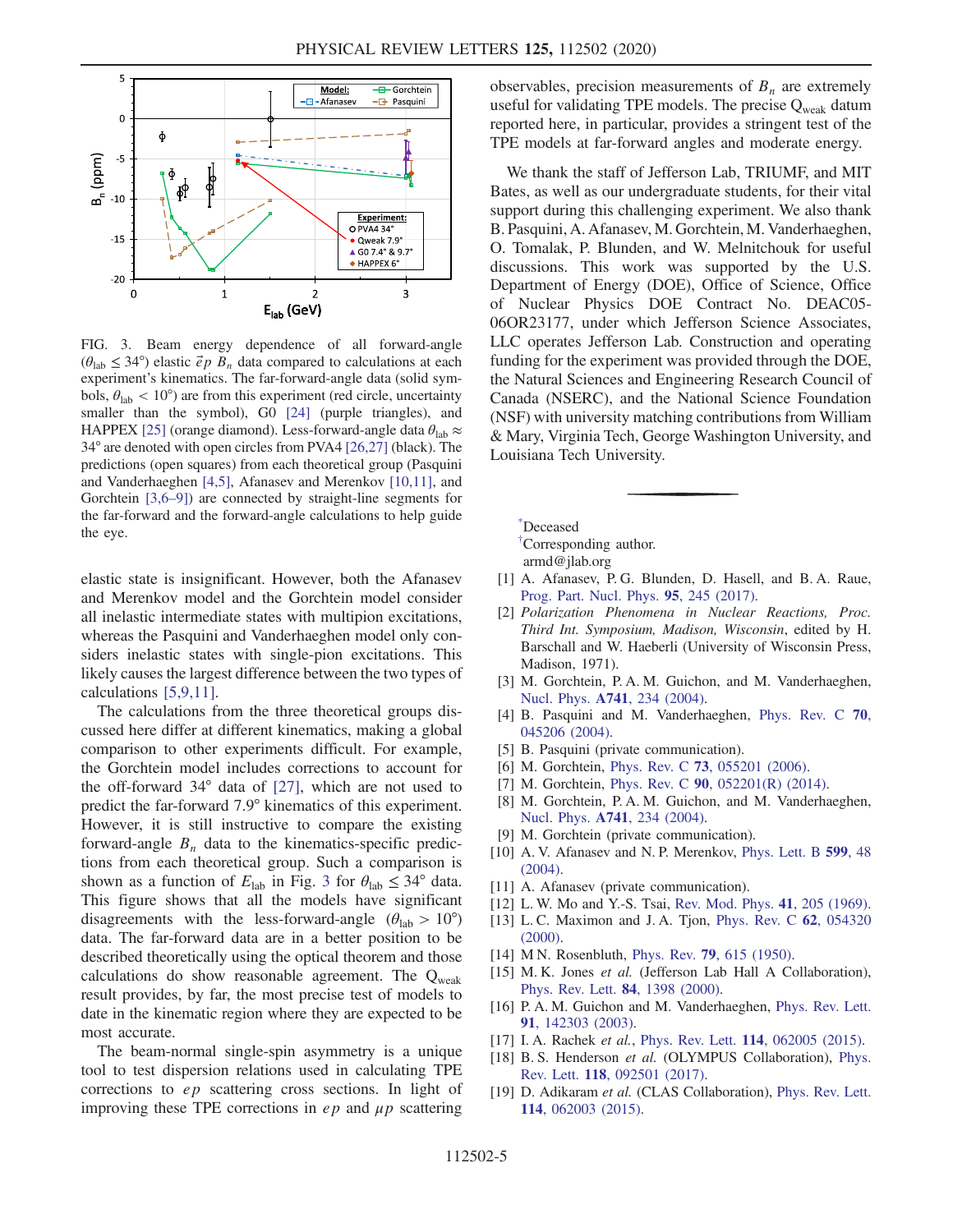FIG. 3. Beam energy dependence of all forward-angle ($\theta_{\mathrm{lab}} \leq 34°$) elastic $\vec{e}p$ $B_n$ data compared to calculations at each experiment's kinematics. The far-forward-angle data (solid symbols, $\theta_{\mathrm{lab}} < 10°$) are from this experiment (red circle, uncertainty smaller than the symbol), G0 [24] (purple triangles), and HAPPEX [25] (orange diamond). Less-forward-angle data $\theta_{\mathrm{lab}} \approx 34°$ are denoted with open circles from PVA4 [26,27] (black). The predictions (open squares) from each theoretical group (Pasquini and Vanderhaeghen [4,5], Afanasev and Merenkov [10,11], and Gorchtein [3,6–9]) are connected by straight-line segments for the far-forward and the forward-angle calculations to help guide the eye.

elastic state is insignificant. However, both the Afanasev and Merenkov model and the Gorchtein model consider all inelastic intermediate states with multipion excitations, whereas the Pasquini and Vanderhaeghen model only considers inelastic states with single-pion excitations. This likely causes the largest difference between the two types of calculations [5,9,11].

The calculations from the three theoretical groups discussed here differ at different kinematics, making a global comparison to other experiments difficult. For example, the Gorchtein model includes corrections to account for the off-forward 34° data of [27], which are not used to predict the far-forward 7.9° kinematics of this experiment. However, it is still instructive to compare the existing forward-angle $B_n$ data to the kinematics-specific predictions from each theoretical group. Such a comparison is shown as a function of $E_{\mathrm{lab}}$ in Fig. 3 for $\theta_{\mathrm{lab}} \leq 34°$ data. This figure shows that all the models have significant disagreements with the less-forward-angle ($\theta_{\mathrm{lab}} > 10°$) data. The far-forward data are in a better position to be described theoretically using the optical theorem and those calculations do show reasonable agreement. The $Q_{\mathrm{weak}}$ result provides, by far, the most precise test of models to date in the kinematic region where they are expected to be most accurate.

The beam-normal single-spin asymmetry is a unique tool to test dispersion relations used in calculating TPE corrections to $ep$ scattering cross sections. In light of improving these TPE corrections in $ep$ and $\mu p$ scattering observables, precision measurements of $B_n$ are extremely useful for validating TPE models. The precise $Q_{\mathrm{weak}}$ datum reported here, in particular, provides a stringent test of the TPE models at far-forward angles and moderate energy.

We thank the staff of Jefferson Lab, TRIUMF, and MIT Bates, as well as our undergraduate students, for their vital support during this challenging experiment. We also thank B. Pasquini, A. Afanasev, M. Gorchtein, M. Vanderhaeghen, O. Tomalak, P. Blunden, and W. Melnitchouk for useful discussions. This work was supported by the U.S. Department of Energy (DOE), Office of Science, Office of Nuclear Physics DOE Contract No. DEAC05-06OR23177, under which Jefferson Science Associates, LLC operates Jefferson Lab. Construction and operating funding for the experiment was provided through the DOE, the Natural Sciences and Engineering Research Council of Canada (NSERC), and the National Science Foundation (NSF) with university matching contributions from William & Mary, Virginia Tech, George Washington University, and Louisiana Tech University.

---

[*] Deceased

[†] Corresponding author.
armd@jlab.org

[1] A. Afanasev, P. G. Blunden, D. Hasell, and B. A. Raue, Prog. Part. Nucl. Phys. **95**, 245 (2017).

[2] *Polarization Phenomena in Nuclear Reactions, Proc. Third Int. Symposium, Madison, Wisconsin*, edited by H. Barschall and W. Haeberli (University of Wisconsin Press, Madison, 1971).

[3] M. Gorchtein, P. A. M. Guichon, and M. Vanderhaeghen, Nucl. Phys. **A741**, 234 (2004).

[4] B. Pasquini and M. Vanderhaeghen, Phys. Rev. C **70**, 045206 (2004).

[5] B. Pasquini (private communication).

[6] M. Gorchtein, Phys. Rev. C **73**, 055201 (2006).

[7] M. Gorchtein, Phys. Rev. C **90**, 052201(R) (2014).

[8] M. Gorchtein, P. A. M. Guichon, and M. Vanderhaeghen, Nucl. Phys. **A741**, 234 (2004).

[9] M. Gorchtein (private communication).

[10] A. V. Afanasev and N. P. Merenkov, Phys. Lett. B **599**, 48 (2004).

[11] A. Afanasev (private communication).

[12] L. W. Mo and Y.-S. Tsai, Rev. Mod. Phys. **41**, 205 (1969).

[13] L. C. Maximon and J. A. Tjon, Phys. Rev. C **62**, 054320 (2000).

[14] M N. Rosenbluth, Phys. Rev. **79**, 615 (1950).

[15] M. K. Jones *et al.* (Jefferson Lab Hall A Collaboration), Phys. Rev. Lett. **84**, 1398 (2000).

[16] P. A. M. Guichon and M. Vanderhaeghen, Phys. Rev. Lett. **91**, 142303 (2003).

[17] I. A. Rachek *et al.*, Phys. Rev. Lett. **114**, 062005 (2015).

[18] B. S. Henderson *et al.* (OLYMPUS Collaboration), Phys. Rev. Lett. **118**, 092501 (2017).

[19] D. Adikaram *et al.* (CLAS Collaboration), Phys. Rev. Lett. **114**, 062003 (2015).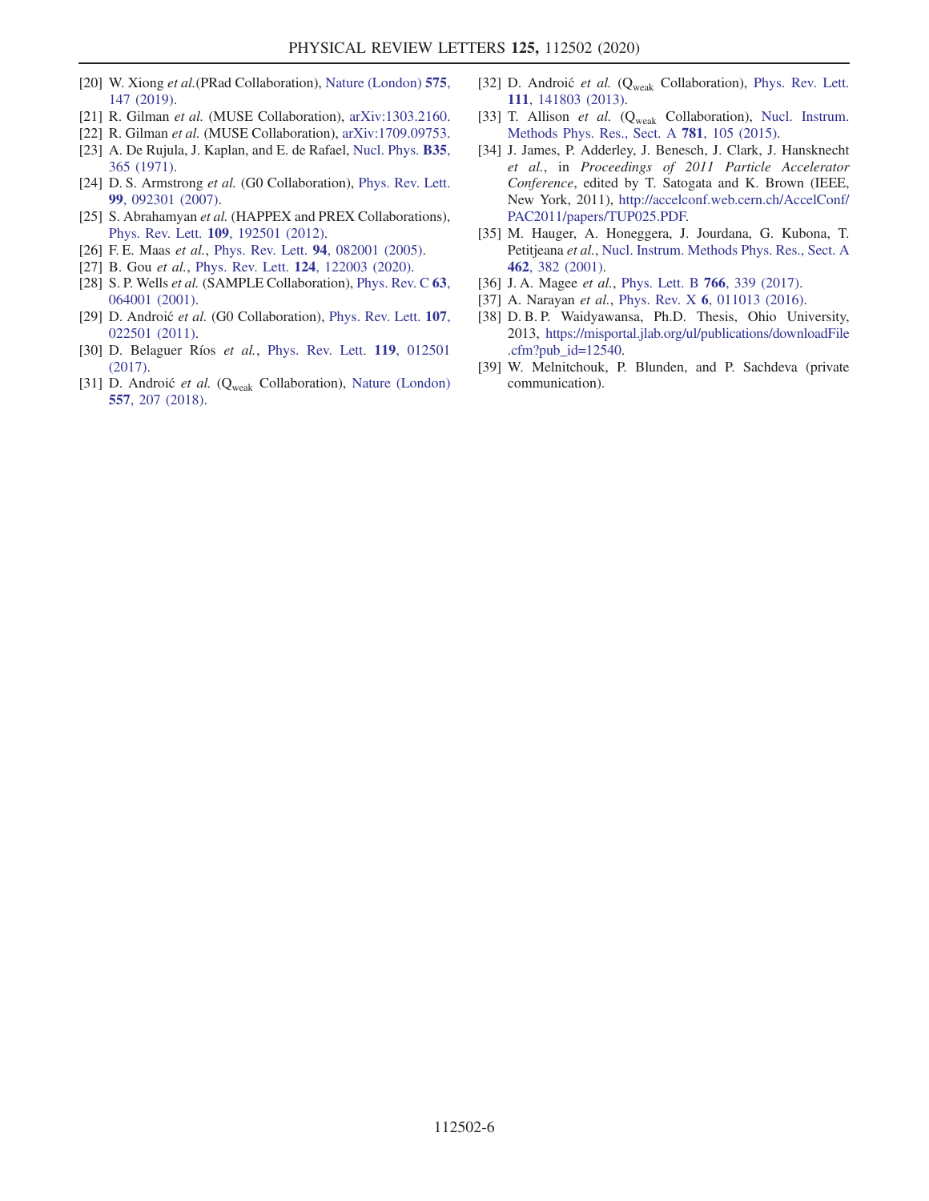[20] W. Xiong *et al.*(PRad Collaboration), Nature (London) **575**, 147 (2019).

[21] R. Gilman *et al.* (MUSE Collaboration), arXiv:1303.2160.

[22] R. Gilman *et al.* (MUSE Collaboration), arXiv:1709.09753.

[23] A. De Rujula, J. Kaplan, and E. de Rafael, Nucl. Phys. **B35**, 365 (1971).

[24] D. S. Armstrong *et al.* (G0 Collaboration), Phys. Rev. Lett. **99**, 092301 (2007).

[25] S. Abrahamyan *et al.* (HAPPEX and PREX Collaborations), Phys. Rev. Lett. **109**, 192501 (2012).

[26] F. E. Maas *et al.*, Phys. Rev. Lett. **94**, 082001 (2005).

[27] B. Gou *et al.*, Phys. Rev. Lett. **124**, 122003 (2020).

[28] S. P. Wells *et al.* (SAMPLE Collaboration), Phys. Rev. C **63**, 064001 (2001).

[29] D. Androić *et al.* (G0 Collaboration), Phys. Rev. Lett. **107**, 022501 (2011).

[30] D. Belaguer Ríos *et al.*, Phys. Rev. Lett. **119**, 012501 (2017).

[31] D. Androić *et al.* ($Q_{weak}$ Collaboration), Nature (London) **557**, 207 (2018).

[32] D. Androić *et al.* ($Q_{weak}$ Collaboration), Phys. Rev. Lett. **111**, 141803 (2013).

[33] T. Allison *et al.* ($Q_{weak}$ Collaboration), Nucl. Instrum. Methods Phys. Res., Sect. A **781**, 105 (2015).

[34] J. James, P. Adderley, J. Benesch, J. Clark, J. Hansknecht *et al.*, in *Proceedings of 2011 Particle Accelerator Conference*, edited by T. Satogata and K. Brown (IEEE, New York, 2011), http://accelconf.web.cern.ch/AccelConf/PAC2011/papers/TUP025.PDF.

[35] M. Hauger, A. Honeggera, J. Jourdana, G. Kubona, T. Petitjeana *et al.*, Nucl. Instrum. Methods Phys. Res., Sect. A **462**, 382 (2001).

[36] J. A. Magee *et al.*, Phys. Lett. B **766**, 339 (2017).

[37] A. Narayan *et al.*, Phys. Rev. X **6**, 011013 (2016).

[38] D. B. P. Waidyawansa, Ph.D. Thesis, Ohio University, 2013, https://misportal.jlab.org/ul/publications/downloadFile.cfm?pub_id=12540.

[39] W. Melnitchouk, P. Blunden, and P. Sachdeva (private communication).